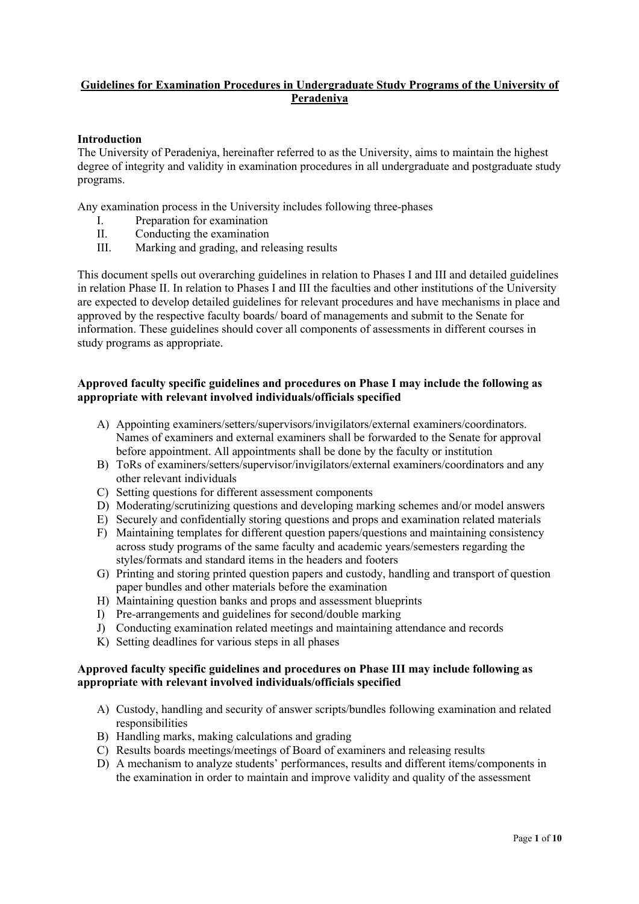# Guidelines for Examination Procedures in Undergraduate Study Programs of the University of Peradeniya

## Introduction

The University of Peradeniya, hereinafter referred to as the University, aims to maintain the highest degree of integrity and validity in examination procedures in all undergraduate and postgraduate study programs.

Any examination process in the University includes following three-phases

I. Preparation for examination
II. Conducting the examination
III. Marking and grading, and releasing results

This document spells out overarching guidelines in relation to Phases I and III and detailed guidelines in relation Phase II. In relation to Phases I and III the faculties and other institutions of the University are expected to develop detailed guidelines for relevant procedures and have mechanisms in place and approved by the respective faculty boards/ board of managements and submit to the Senate for information. These guidelines should cover all components of assessments in different courses in study programs as appropriate.

### Approved faculty specific guidelines and procedures on Phase I may include the following as appropriate with relevant involved individuals/officials specified

A) Appointing examiners/setters/supervisors/invigilators/external examiners/coordinators. Names of examiners and external examiners shall be forwarded to the Senate for approval before appointment. All appointments shall be done by the faculty or institution
B) ToRs of examiners/setters/supervisor/invigilators/external examiners/coordinators and any other relevant individuals
C) Setting questions for different assessment components
D) Moderating/scrutinizing questions and developing marking schemes and/or model answers
E) Securely and confidentially storing questions and props and examination related materials
F) Maintaining templates for different question papers/questions and maintaining consistency across study programs of the same faculty and academic years/semesters regarding the styles/formats and standard items in the headers and footers
G) Printing and storing printed question papers and custody, handling and transport of question paper bundles and other materials before the examination
H) Maintaining question banks and props and assessment blueprints
I) Pre-arrangements and guidelines for second/double marking
J) Conducting examination related meetings and maintaining attendance and records
K) Setting deadlines for various steps in all phases

### Approved faculty specific guidelines and procedures on Phase III may include following as appropriate with relevant involved individuals/officials specified

A) Custody, handling and security of answer scripts/bundles following examination and related responsibilities
B) Handling marks, making calculations and grading
C) Results boards meetings/meetings of Board of examiners and releasing results
D) A mechanism to analyze students' performances, results and different items/components in the examination in order to maintain and improve validity and quality of the assessment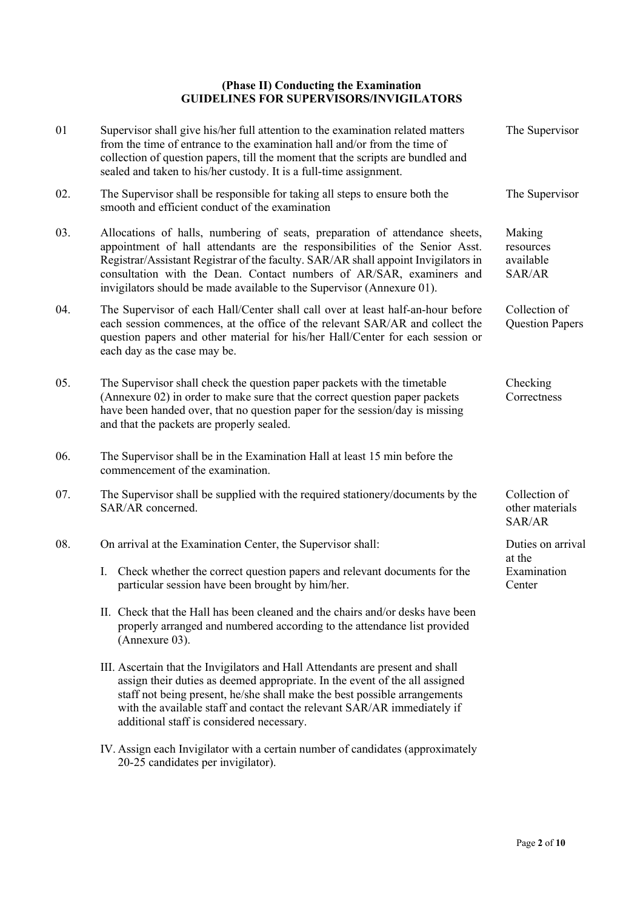## (Phase II) Conducting the Examination
## GUIDELINES FOR SUPERVISORS/INVIGILATORS

| No. | Guideline | |
|---|---|---|
| 01 | Supervisor shall give his/her full attention to the examination related matters from the time of entrance to the examination hall and/or from the time of collection of question papers, till the moment that the scripts are bundled and sealed and taken to his/her custody. It is a full-time assignment. | The Supervisor |
| 02. | The Supervisor shall be responsible for taking all steps to ensure both the smooth and efficient conduct of the examination | The Supervisor |
| 03. | Allocations of halls, numbering of seats, preparation of attendance sheets, appointment of hall attendants are the responsibilities of the Senior Asst. Registrar/Assistant Registrar of the faculty. SAR/AR shall appoint Invigilators in consultation with the Dean. Contact numbers of AR/SAR, examiners and invigilators should be made available to the Supervisor (Annexure 01). | Making resources available SAR/AR |
| 04. | The Supervisor of each Hall/Center shall call over at least half-an-hour before each session commences, at the office of the relevant SAR/AR and collect the question papers and other material for his/her Hall/Center for each session or each day as the case may be. | Collection of Question Papers |
| 05. | The Supervisor shall check the question paper packets with the timetable (Annexure 02) in order to make sure that the correct question paper packets have been handed over, that no question paper for the session/day is missing and that the packets are properly sealed. | Checking Correctness |
| 06. | The Supervisor shall be in the Examination Hall at least 15 min before the commencement of the examination. | |
| 07. | The Supervisor shall be supplied with the required stationery/documents by the SAR/AR concerned. | Collection of other materials SAR/AR |
| 08. | On arrival at the Examination Center, the Supervisor shall:<br><br>I. Check whether the correct question papers and relevant documents for the particular session have been brought by him/her.<br><br>II. Check that the Hall has been cleaned and the chairs and/or desks have been properly arranged and numbered according to the attendance list provided (Annexure 03).<br><br>III. Ascertain that the Invigilators and Hall Attendants are present and shall assign their duties as deemed appropriate. In the event of the all assigned staff not being present, he/she shall make the best possible arrangements with the available staff and contact the relevant SAR/AR immediately if additional staff is considered necessary.<br><br>IV. Assign each Invigilator with a certain number of candidates (approximately 20-25 candidates per invigilator). | Duties on arrival at the Examination Center |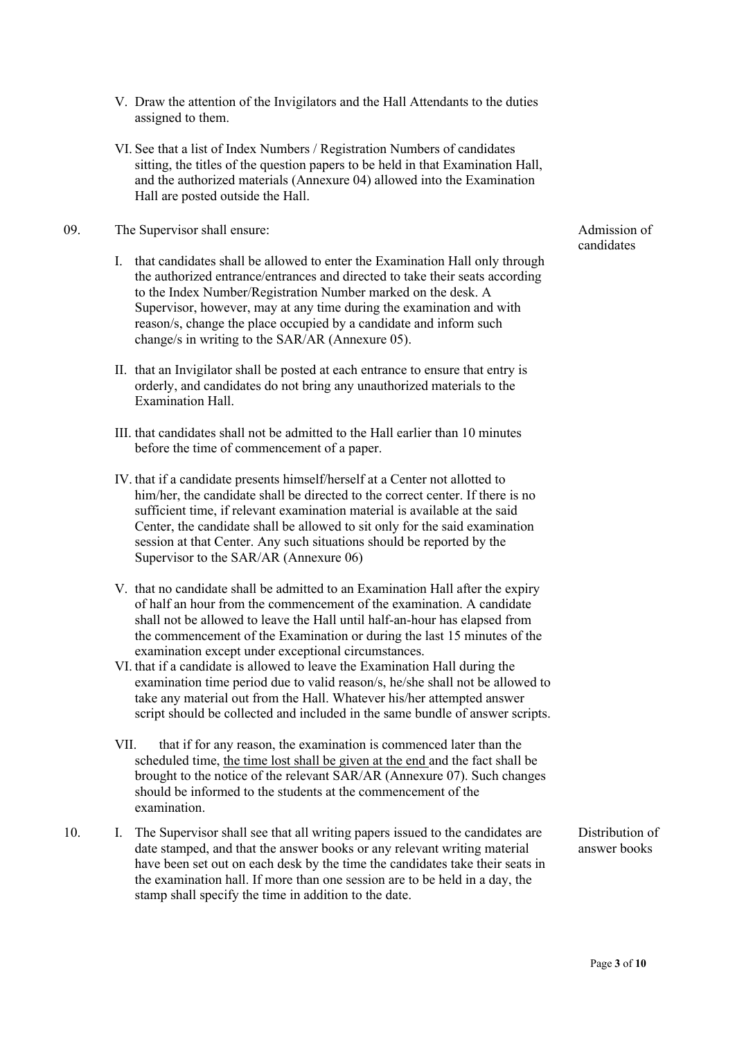V. Draw the attention of the Invigilators and the Hall Attendants to the duties assigned to them.

VI. See that a list of Index Numbers / Registration Numbers of candidates sitting, the titles of the question papers to be held in that Examination Hall, and the authorized materials (Annexure 04) allowed into the Examination Hall are posted outside the Hall.

09. The Supervisor shall ensure: *Admission of candidates*

I. that candidates shall be allowed to enter the Examination Hall only through the authorized entrance/entrances and directed to take their seats according to the Index Number/Registration Number marked on the desk. A Supervisor, however, may at any time during the examination and with reason/s, change the place occupied by a candidate and inform such change/s in writing to the SAR/AR (Annexure 05).

II. that an Invigilator shall be posted at each entrance to ensure that entry is orderly, and candidates do not bring any unauthorized materials to the Examination Hall.

III. that candidates shall not be admitted to the Hall earlier than 10 minutes before the time of commencement of a paper.

IV. that if a candidate presents himself/herself at a Center not allotted to him/her, the candidate shall be directed to the correct center. If there is no sufficient time, if relevant examination material is available at the said Center, the candidate shall be allowed to sit only for the said examination session at that Center. Any such situations should be reported by the Supervisor to the SAR/AR (Annexure 06)

V. that no candidate shall be admitted to an Examination Hall after the expiry of half an hour from the commencement of the examination. A candidate shall not be allowed to leave the Hall until half-an-hour has elapsed from the commencement of the Examination or during the last 15 minutes of the examination except under exceptional circumstances.

VI. that if a candidate is allowed to leave the Examination Hall during the examination time period due to valid reason/s, he/she shall not be allowed to take any material out from the Hall. Whatever his/her attempted answer script should be collected and included in the same bundle of answer scripts.

VII. that if for any reason, the examination is commenced later than the scheduled time, <u>the time lost shall be given at the end</u> and the fact shall be brought to the notice of the relevant SAR/AR (Annexure 07). Such changes should be informed to the students at the commencement of the examination.

10. I. The Supervisor shall see that all writing papers issued to the candidates are date stamped, and that the answer books or any relevant writing material have been set out on each desk by the time the candidates take their seats in the examination hall. If more than one session are to be held in a day, the stamp shall specify the time in addition to the date. *Distribution of answer books*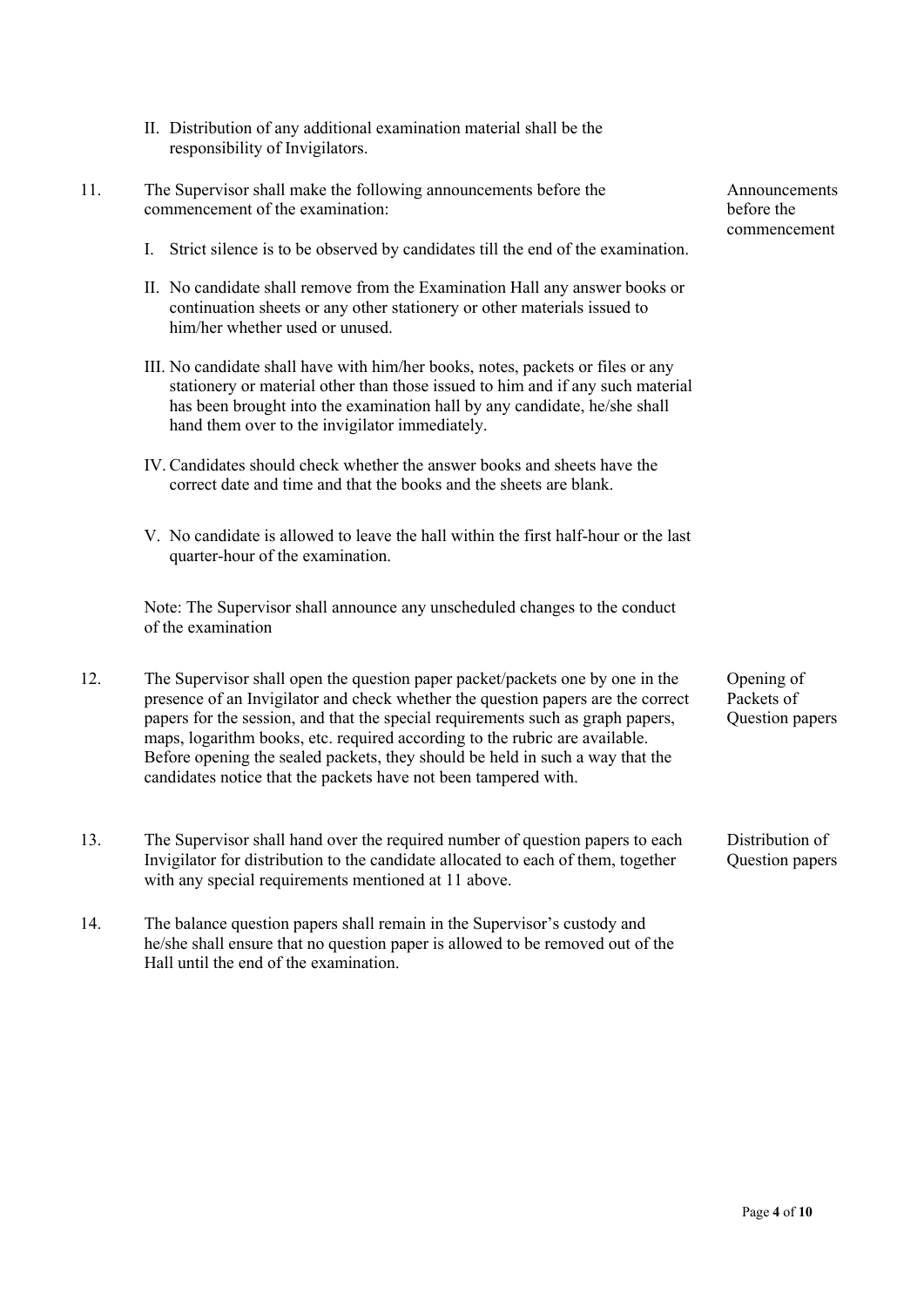II. Distribution of any additional examination material shall be the responsibility of Invigilators.

11. The Supervisor shall make the following announcements before the commencement of the examination: *Announcements before the commencement*

   I. Strict silence is to be observed by candidates till the end of the examination.

   II. No candidate shall remove from the Examination Hall any answer books or continuation sheets or any other stationery or other materials issued to him/her whether used or unused.

   III. No candidate shall have with him/her books, notes, packets or files or any stationery or material other than those issued to him and if any such material has been brought into the examination hall by any candidate, he/she shall hand them over to the invigilator immediately.

   IV. Candidates should check whether the answer books and sheets have the correct date and time and that the books and the sheets are blank.

   V. No candidate is allowed to leave the hall within the first half-hour or the last quarter-hour of the examination.

   Note: The Supervisor shall announce any unscheduled changes to the conduct of the examination

12. The Supervisor shall open the question paper packet/packets one by one in the presence of an Invigilator and check whether the question papers are the correct papers for the session, and that the special requirements such as graph papers, maps, logarithm books, etc. required according to the rubric are available. Before opening the sealed packets, they should be held in such a way that the candidates notice that the packets have not been tampered with. *Opening of Packets of Question papers*

13. The Supervisor shall hand over the required number of question papers to each Invigilator for distribution to the candidate allocated to each of them, together with any special requirements mentioned at 11 above. *Distribution of Question papers*

14. The balance question papers shall remain in the Supervisor's custody and he/she shall ensure that no question paper is allowed to be removed out of the Hall until the end of the examination.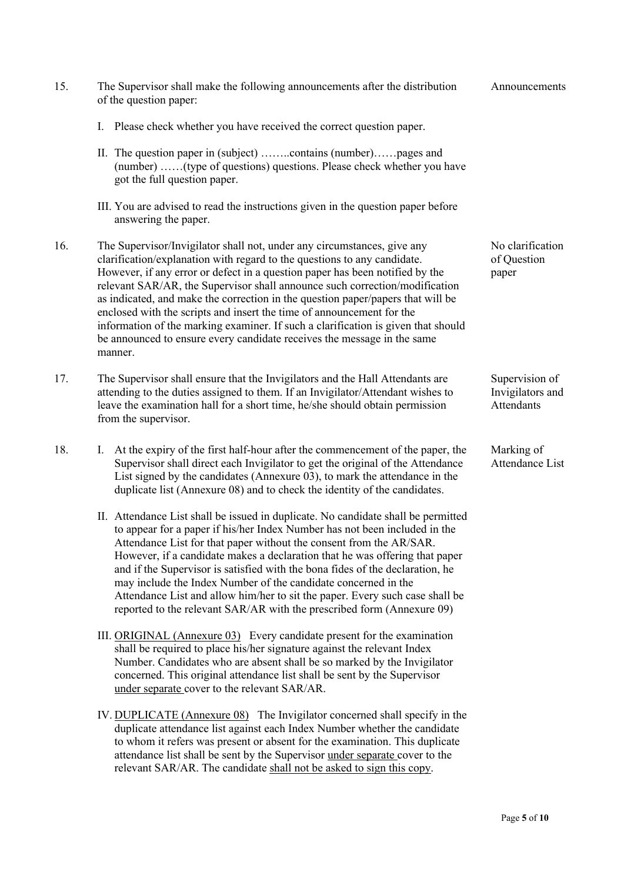15. The Supervisor shall make the following announcements after the distribution of the question paper: **Announcements**

    I. Please check whether you have received the correct question paper.

    II. The question paper in (subject) ……..contains (number)……pages and (number) ……(type of questions) questions. Please check whether you have got the full question paper.

    III. You are advised to read the instructions given in the question paper before answering the paper.

16. The Supervisor/Invigilator shall not, under any circumstances, give any clarification/explanation with regard to the questions to any candidate. However, if any error or defect in a question paper has been notified by the relevant SAR/AR, the Supervisor shall announce such correction/modification as indicated, and make the correction in the question paper/papers that will be enclosed with the scripts and insert the time of announcement for the information of the marking examiner. If such a clarification is given that should be announced to ensure every candidate receives the message in the same manner. **No clarification of Question paper**

17. The Supervisor shall ensure that the Invigilators and the Hall Attendants are attending to the duties assigned to them. If an Invigilator/Attendant wishes to leave the examination hall for a short time, he/she should obtain permission from the supervisor. **Supervision of Invigilators and Attendants**

18. **Marking of Attendance List**

    I. At the expiry of the first half-hour after the commencement of the paper, the Supervisor shall direct each Invigilator to get the original of the Attendance List signed by the candidates (Annexure 03), to mark the attendance in the duplicate list (Annexure 08) and to check the identity of the candidates.

    II. Attendance List shall be issued in duplicate. No candidate shall be permitted to appear for a paper if his/her Index Number has not been included in the Attendance List for that paper without the consent from the AR/SAR. However, if a candidate makes a declaration that he was offering that paper and if the Supervisor is satisfied with the bona fides of the declaration, he may include the Index Number of the candidate concerned in the Attendance List and allow him/her to sit the paper. Every such case shall be reported to the relevant SAR/AR with the prescribed form (Annexure 09)

    III. <u>ORIGINAL (Annexure 03)</u> Every candidate present for the examination shall be required to place his/her signature against the relevant Index Number. Candidates who are absent shall be so marked by the Invigilator concerned. This original attendance list shall be sent by the Supervisor <u>under separate</u> cover to the relevant SAR/AR.

    IV. <u>DUPLICATE (Annexure 08)</u> The Invigilator concerned shall specify in the duplicate attendance list against each Index Number whether the candidate to whom it refers was present or absent for the examination. This duplicate attendance list shall be sent by the Supervisor <u>under separate</u> cover to the relevant SAR/AR. The candidate <u>shall not be asked to sign this copy</u>.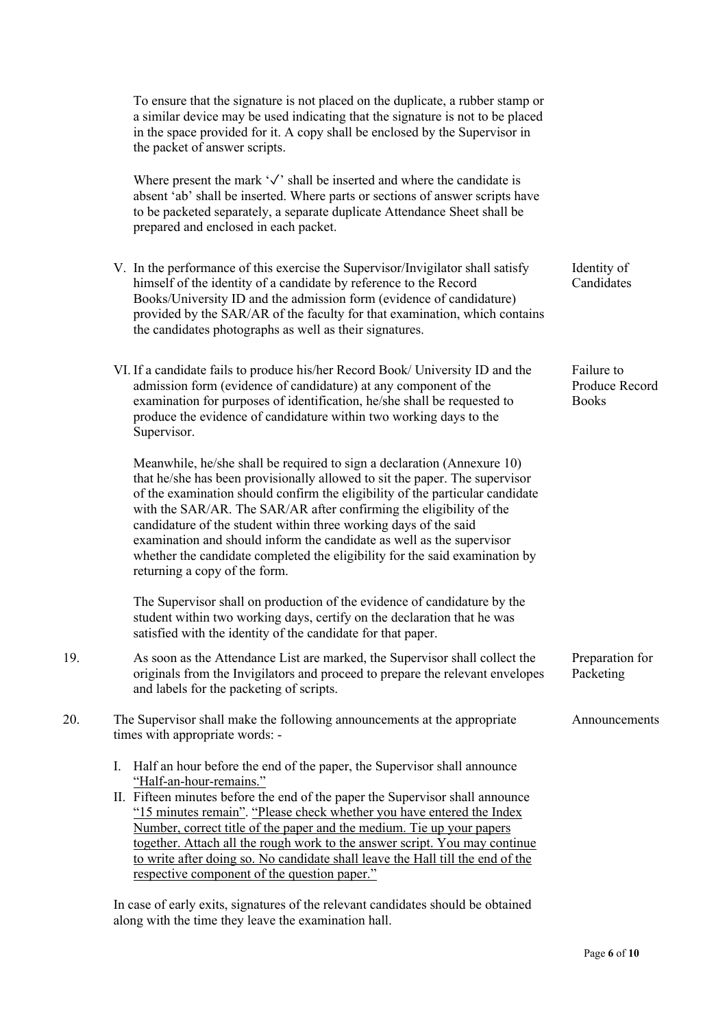To ensure that the signature is not placed on the duplicate, a rubber stamp or a similar device may be used indicating that the signature is not to be placed in the space provided for it. A copy shall be enclosed by the Supervisor in the packet of answer scripts.

Where present the mark '✓' shall be inserted and where the candidate is absent 'ab' shall be inserted. Where parts or sections of answer scripts have to be packeted separately, a separate duplicate Attendance Sheet shall be prepared and enclosed in each packet.

V. In the performance of this exercise the Supervisor/Invigilator shall satisfy himself of the identity of a candidate by reference to the Record Books/University ID and the admission form (evidence of candidature) provided by the SAR/AR of the faculty for that examination, which contains the candidates photographs as well as their signatures. — *Identity of Candidates*

VI. If a candidate fails to produce his/her Record Book/ University ID and the admission form (evidence of candidature) at any component of the examination for purposes of identification, he/she shall be requested to produce the evidence of candidature within two working days to the Supervisor. — *Failure to Produce Record Books*

Meanwhile, he/she shall be required to sign a declaration (Annexure 10) that he/she has been provisionally allowed to sit the paper. The supervisor of the examination should confirm the eligibility of the particular candidate with the SAR/AR. The SAR/AR after confirming the eligibility of the candidature of the student within three working days of the said examination and should inform the candidate as well as the supervisor whether the candidate completed the eligibility for the said examination by returning a copy of the form.

The Supervisor shall on production of the evidence of candidature by the student within two working days, certify on the declaration that he was satisfied with the identity of the candidate for that paper.

19. As soon as the Attendance List are marked, the Supervisor shall collect the originals from the Invigilators and proceed to prepare the relevant envelopes and labels for the packeting of scripts. — *Preparation for Packeting*

20. The Supervisor shall make the following announcements at the appropriate times with appropriate words: - — *Announcements*

I. Half an hour before the end of the paper, the Supervisor shall announce "Half-an-hour-remains."
II. Fifteen minutes before the end of the paper the Supervisor shall announce "15 minutes remain". "Please check whether you have entered the Index Number, correct title of the paper and the medium. Tie up your papers together. Attach all the rough work to the answer script. You may continue to write after doing so. No candidate shall leave the Hall till the end of the respective component of the question paper."

In case of early exits, signatures of the relevant candidates should be obtained along with the time they leave the examination hall.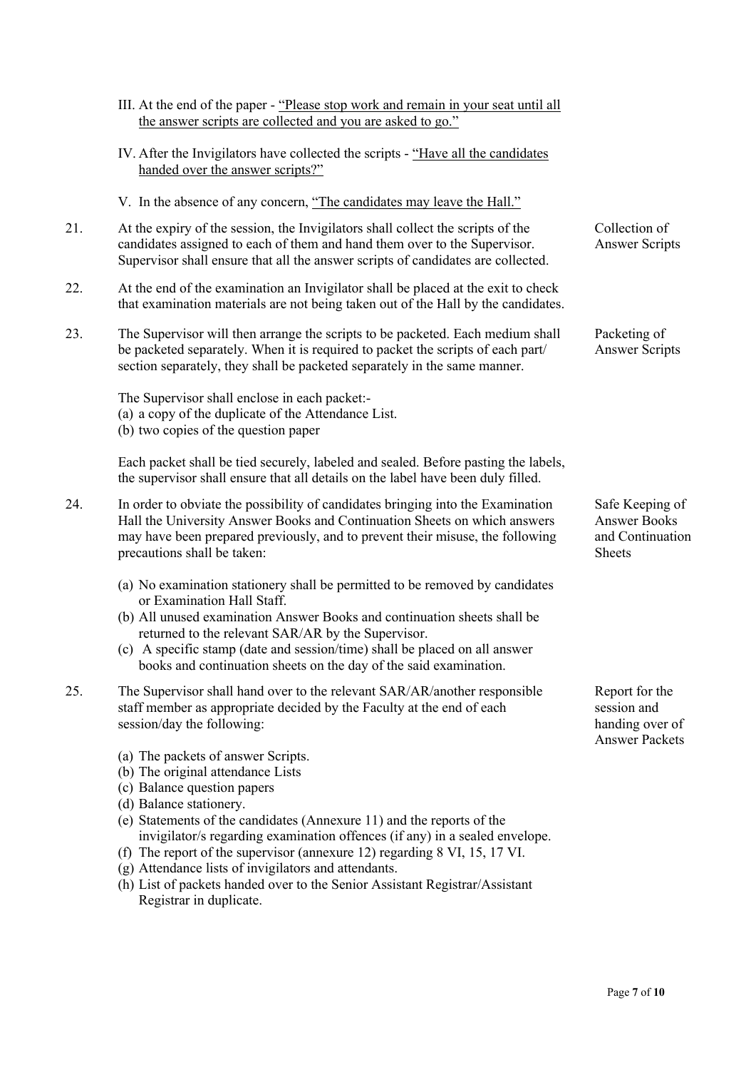III. At the end of the paper - <u>"Please stop work and remain in your seat until all the answer scripts are collected and you are asked to go."</u>

IV. After the Invigilators have collected the scripts - <u>"Have all the candidates handed over the answer scripts?"</u>

V. In the absence of any concern, <u>"The candidates may leave the Hall."</u>

21. At the expiry of the session, the Invigilators shall collect the scripts of the candidates assigned to each of them and hand them over to the Supervisor. Supervisor shall ensure that all the answer scripts of candidates are collected. *(Collection of Answer Scripts)*

22. At the end of the examination an Invigilator shall be placed at the exit to check that examination materials are not being taken out of the Hall by the candidates.

23. The Supervisor will then arrange the scripts to be packeted. Each medium shall be packeted separately. When it is required to packet the scripts of each part/ section separately, they shall be packeted separately in the same manner. *(Packeting of Answer Scripts)*

    The Supervisor shall enclose in each packet:-
    (a) a copy of the duplicate of the Attendance List.
    (b) two copies of the question paper

    Each packet shall be tied securely, labeled and sealed. Before pasting the labels, the supervisor shall ensure that all details on the label have been duly filled.

24. In order to obviate the possibility of candidates bringing into the Examination Hall the University Answer Books and Continuation Sheets on which answers may have been prepared previously, and to prevent their misuse, the following precautions shall be taken: *(Safe Keeping of Answer Books and Continuation Sheets)*

    (a) No examination stationery shall be permitted to be removed by candidates or Examination Hall Staff.
    (b) All unused examination Answer Books and continuation sheets shall be returned to the relevant SAR/AR by the Supervisor.
    (c) A specific stamp (date and session/time) shall be placed on all answer books and continuation sheets on the day of the said examination.

25. The Supervisor shall hand over to the relevant SAR/AR/another responsible staff member as appropriate decided by the Faculty at the end of each session/day the following: *(Report for the session and handing over of Answer Packets)*

    (a) The packets of answer Scripts.
    (b) The original attendance Lists
    (c) Balance question papers
    (d) Balance stationery.
    (e) Statements of the candidates (Annexure 11) and the reports of the invigilator/s regarding examination offences (if any) in a sealed envelope.
    (f) The report of the supervisor (annexure 12) regarding 8 VI, 15, 17 VI.
    (g) Attendance lists of invigilators and attendants.
    (h) List of packets handed over to the Senior Assistant Registrar/Assistant Registrar in duplicate.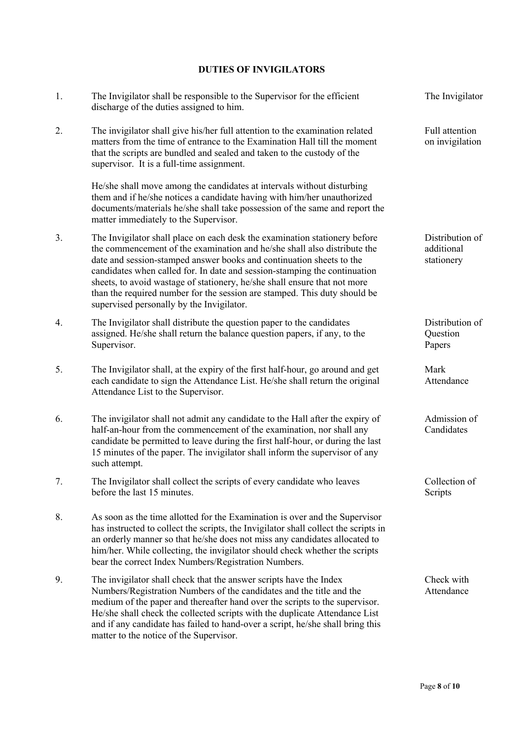# DUTIES OF INVIGILATORS

1. The Invigilator shall be responsible to the Supervisor for the efficient discharge of the duties assigned to him. — *The Invigilator*

2. The invigilator shall give his/her full attention to the examination related matters from the time of entrance to the Examination Hall till the moment that the scripts are bundled and sealed and taken to the custody of the supervisor. It is a full-time assignment. — *Full attention on invigilation*

   He/she shall move among the candidates at intervals without disturbing them and if he/she notices a candidate having with him/her unauthorized documents/materials he/she shall take possession of the same and report the matter immediately to the Supervisor.

3. The Invigilator shall place on each desk the examination stationery before the commencement of the examination and he/she shall also distribute the date and session-stamped answer books and continuation sheets to the candidates when called for. In date and session-stamping the continuation sheets, to avoid wastage of stationery, he/she shall ensure that not more than the required number for the session are stamped. This duty should be supervised personally by the Invigilator. — *Distribution of additional stationery*

4. The Invigilator shall distribute the question paper to the candidates assigned. He/she shall return the balance question papers, if any, to the Supervisor. — *Distribution of Question Papers*

5. The Invigilator shall, at the expiry of the first half-hour, go around and get each candidate to sign the Attendance List. He/she shall return the original Attendance List to the Supervisor. — *Mark Attendance*

6. The invigilator shall not admit any candidate to the Hall after the expiry of half-an-hour from the commencement of the examination, nor shall any candidate be permitted to leave during the first half-hour, or during the last 15 minutes of the paper. The invigilator shall inform the supervisor of any such attempt. — *Admission of Candidates*

7. The Invigilator shall collect the scripts of every candidate who leaves before the last 15 minutes. — *Collection of Scripts*

8. As soon as the time allotted for the Examination is over and the Supervisor has instructed to collect the scripts, the Invigilator shall collect the scripts in an orderly manner so that he/she does not miss any candidates allocated to him/her. While collecting, the invigilator should check whether the scripts bear the correct Index Numbers/Registration Numbers.

9. The invigilator shall check that the answer scripts have the Index Numbers/Registration Numbers of the candidates and the title and the medium of the paper and thereafter hand over the scripts to the supervisor. He/she shall check the collected scripts with the duplicate Attendance List and if any candidate has failed to hand-over a script, he/she shall bring this matter to the notice of the Supervisor. — *Check with Attendance*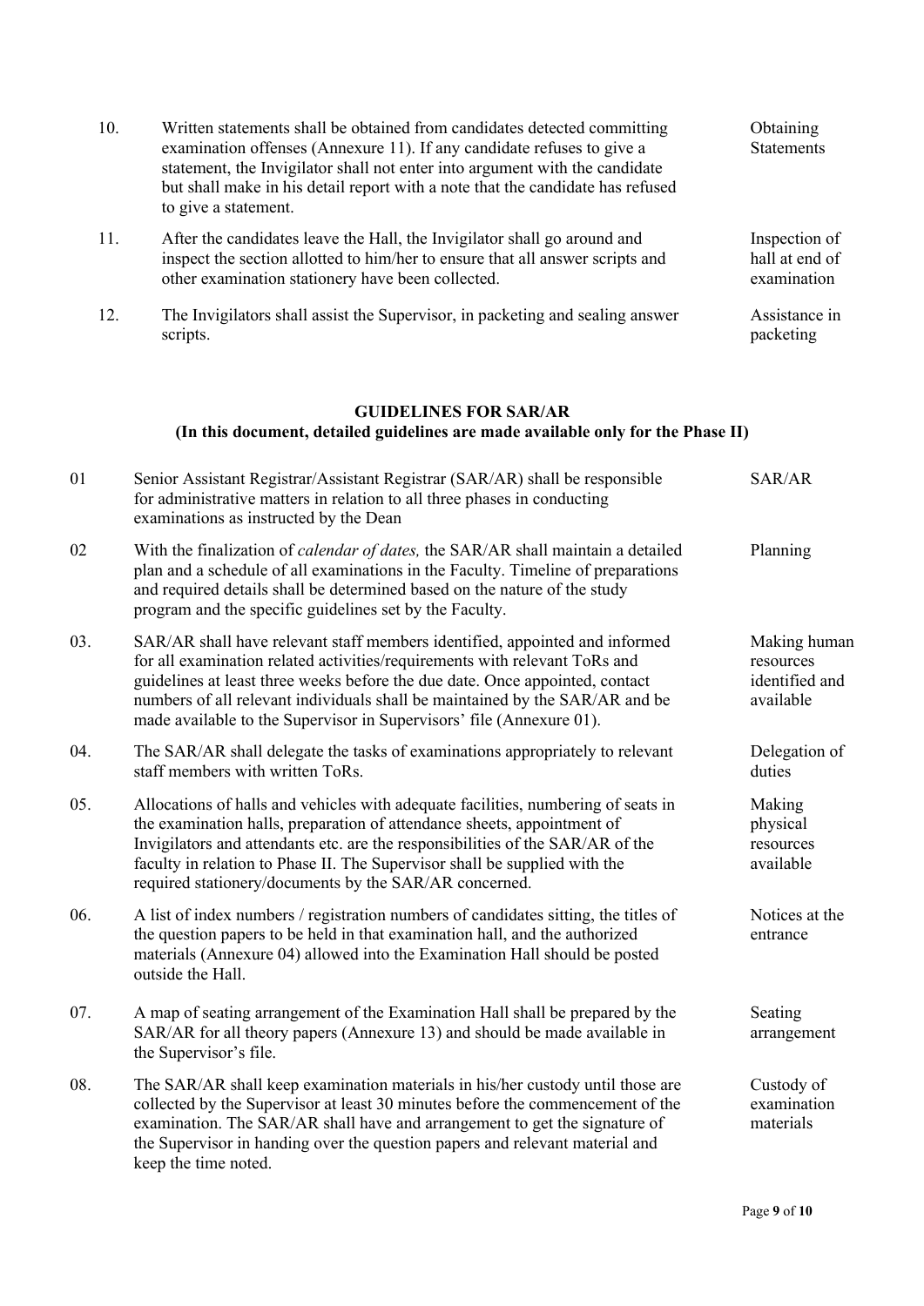| | | |
|---|---|---|
| 10. | Written statements shall be obtained from candidates detected committing examination offenses (Annexure 11). If any candidate refuses to give a statement, the Invigilator shall not enter into argument with the candidate but shall make in his detail report with a note that the candidate has refused to give a statement. | Obtaining Statements |
| 11. | After the candidates leave the Hall, the Invigilator shall go around and inspect the section allotted to him/her to ensure that all answer scripts and other examination stationery have been collected. | Inspection of hall at end of examination |
| 12. | The Invigilators shall assist the Supervisor, in packeting and sealing answer scripts. | Assistance in packeting |

## GUIDELINES FOR SAR/AR

**(In this document, detailed guidelines are made available only for the Phase II)**

| | | |
|---|---|---|
| 01 | Senior Assistant Registrar/Assistant Registrar (SAR/AR) shall be responsible for administrative matters in relation to all three phases in conducting examinations as instructed by the Dean | SAR/AR |
| 02 | With the finalization of *calendar of dates,* the SAR/AR shall maintain a detailed plan and a schedule of all examinations in the Faculty. Timeline of preparations and required details shall be determined based on the nature of the study program and the specific guidelines set by the Faculty. | Planning |
| 03. | SAR/AR shall have relevant staff members identified, appointed and informed for all examination related activities/requirements with relevant ToRs and guidelines at least three weeks before the due date. Once appointed, contact numbers of all relevant individuals shall be maintained by the SAR/AR and be made available to the Supervisor in Supervisors' file (Annexure 01). | Making human resources identified and available |
| 04. | The SAR/AR shall delegate the tasks of examinations appropriately to relevant staff members with written ToRs. | Delegation of duties |
| 05. | Allocations of halls and vehicles with adequate facilities, numbering of seats in the examination halls, preparation of attendance sheets, appointment of Invigilators and attendants etc. are the responsibilities of the SAR/AR of the faculty in relation to Phase II. The Supervisor shall be supplied with the required stationery/documents by the SAR/AR concerned. | Making physical resources available |
| 06. | A list of index numbers / registration numbers of candidates sitting, the titles of the question papers to be held in that examination hall, and the authorized materials (Annexure 04) allowed into the Examination Hall should be posted outside the Hall. | Notices at the entrance |
| 07. | A map of seating arrangement of the Examination Hall shall be prepared by the SAR/AR for all theory papers (Annexure 13) and should be made available in the Supervisor's file. | Seating arrangement |
| 08. | The SAR/AR shall keep examination materials in his/her custody until those are collected by the Supervisor at least 30 minutes before the commencement of the examination. The SAR/AR shall have and arrangement to get the signature of the Supervisor in handing over the question papers and relevant material and keep the time noted. | Custody of examination materials |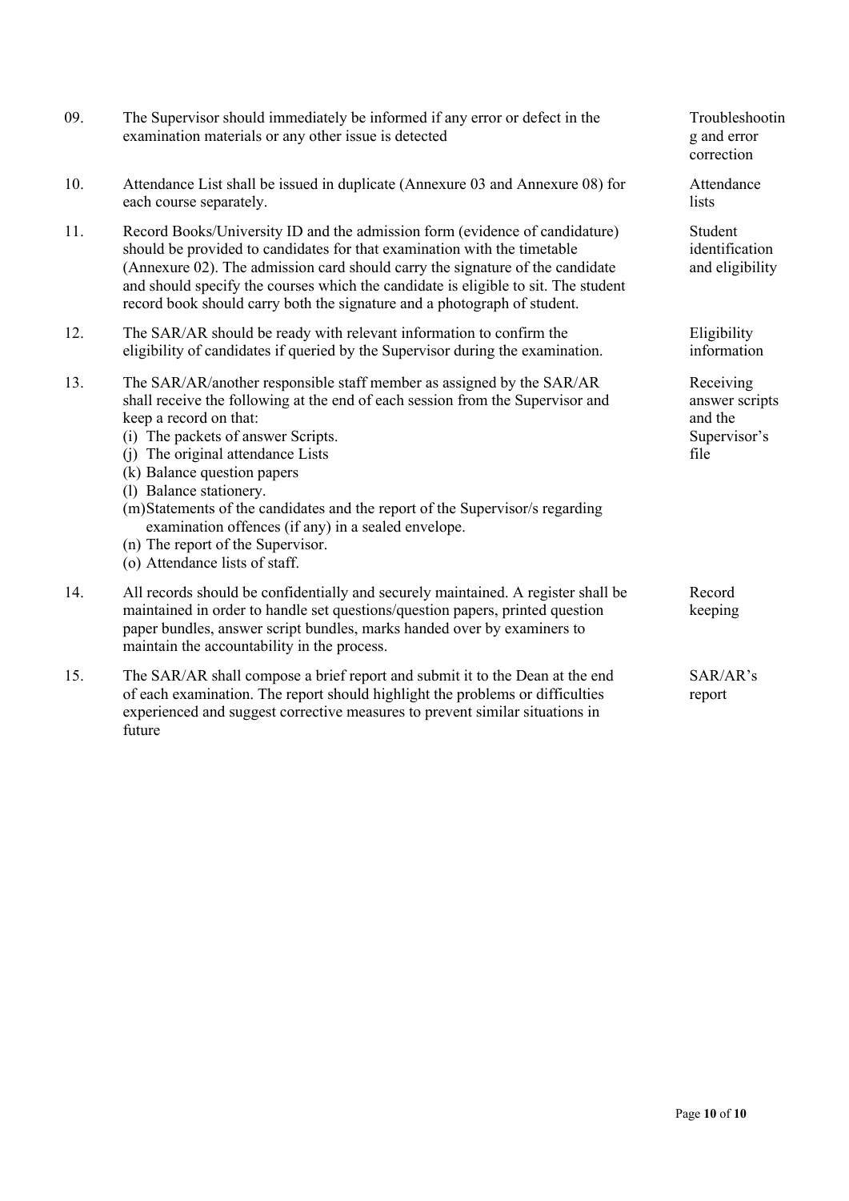| | | |
|---|---|---|
| 09. | The Supervisor should immediately be informed if any error or defect in the examination materials or any other issue is detected | Troubleshooting and error correction |
| 10. | Attendance List shall be issued in duplicate (Annexure 03 and Annexure 08) for each course separately. | Attendance lists |
| 11. | Record Books/University ID and the admission form (evidence of candidature) should be provided to candidates for that examination with the timetable (Annexure 02). The admission card should carry the signature of the candidate and should specify the courses which the candidate is eligible to sit. The student record book should carry both the signature and a photograph of student. | Student identification and eligibility |
| 12. | The SAR/AR should be ready with relevant information to confirm the eligibility of candidates if queried by the Supervisor during the examination. | Eligibility information |
| 13. | The SAR/AR/another responsible staff member as assigned by the SAR/AR shall receive the following at the end of each session from the Supervisor and keep a record on that:<br>(i) The packets of answer Scripts.<br>(j) The original attendance Lists<br>(k) Balance question papers<br>(l) Balance stationery.<br>(m) Statements of the candidates and the report of the Supervisor/s regarding examination offences (if any) in a sealed envelope.<br>(n) The report of the Supervisor.<br>(o) Attendance lists of staff. | Receiving answer scripts and the Supervisor's file |
| 14. | All records should be confidentially and securely maintained. A register shall be maintained in order to handle set questions/question papers, printed question paper bundles, answer script bundles, marks handed over by examiners to maintain the accountability in the process. | Record keeping |
| 15. | The SAR/AR shall compose a brief report and submit it to the Dean at the end of each examination. The report should highlight the problems or difficulties experienced and suggest corrective measures to prevent similar situations in future | SAR/AR's report |